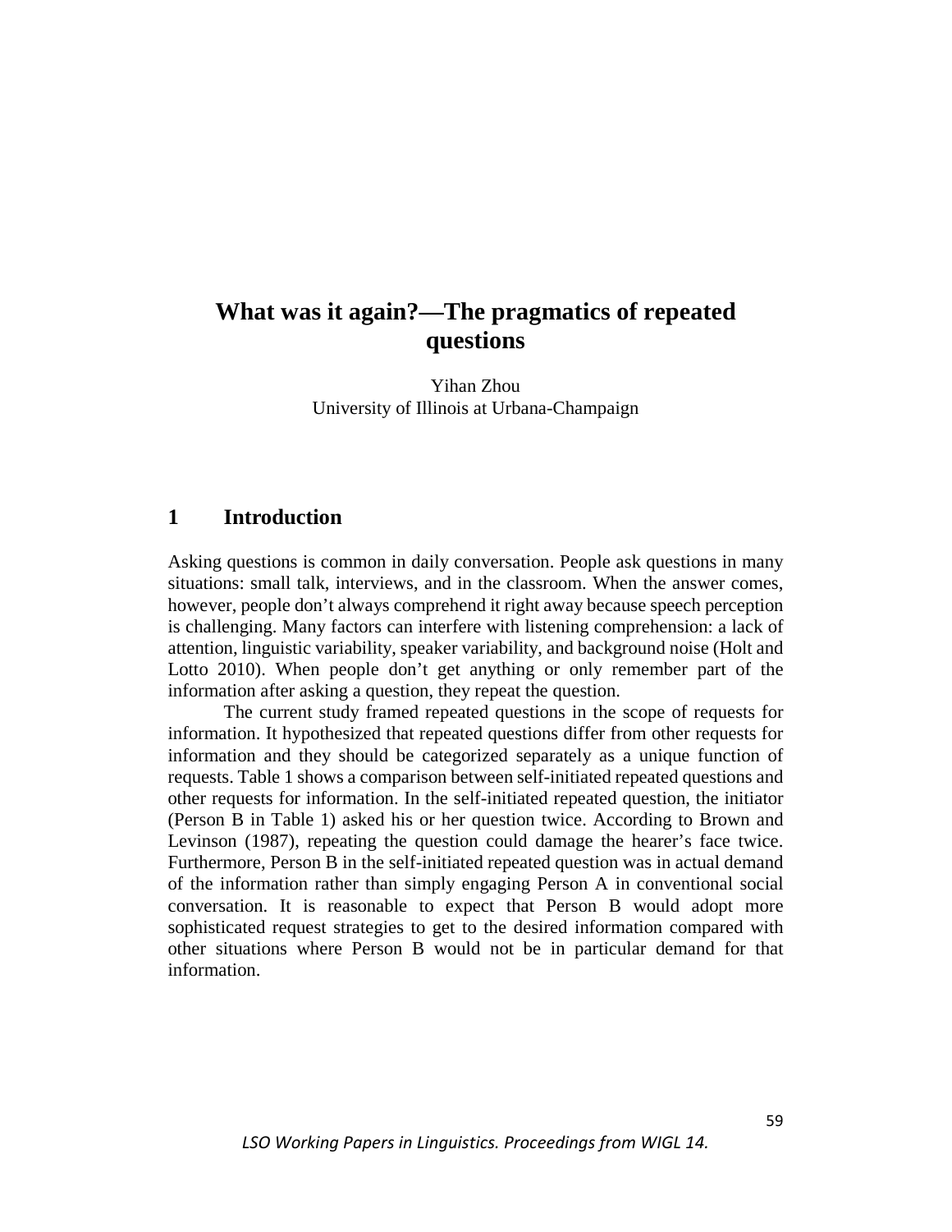# What was it again?—The pragmatics of repeated questions

Yihan Zhou
University of Illinois at Urbana-Champaign

## 1 Introduction

Asking questions is common in daily conversation. People ask questions in many situations: small talk, interviews, and in the classroom. When the answer comes, however, people don't always comprehend it right away because speech perception is challenging. Many factors can interfere with listening comprehension: a lack of attention, linguistic variability, speaker variability, and background noise (Holt and Lotto 2010). When people don't get anything or only remember part of the information after asking a question, they repeat the question.

The current study framed repeated questions in the scope of requests for information. It hypothesized that repeated questions differ from other requests for information and they should be categorized separately as a unique function of requests. Table 1 shows a comparison between self-initiated repeated questions and other requests for information. In the self-initiated repeated question, the initiator (Person B in Table 1) asked his or her question twice. According to Brown and Levinson (1987), repeating the question could damage the hearer's face twice. Furthermore, Person B in the self-initiated repeated question was in actual demand of the information rather than simply engaging Person A in conventional social conversation. It is reasonable to expect that Person B would adopt more sophisticated request strategies to get to the desired information compared with other situations where Person B would not be in particular demand for that information.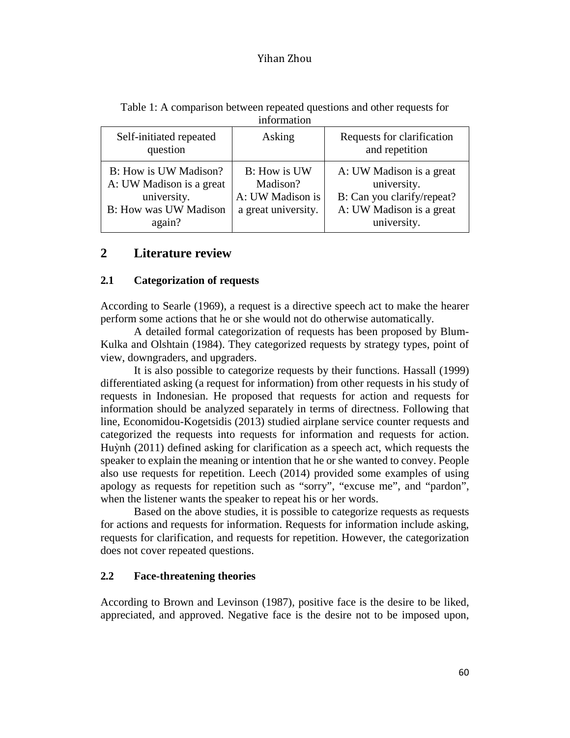Table 1: A comparison between repeated questions and other requests for information

| Self-initiated repeated question | Asking | Requests for clarification and repetition |
|---|---|---|
| B: How is UW Madison? A: UW Madison is a great university. B: How was UW Madison again? | B: How is UW Madison? A: UW Madison is a great university. | A: UW Madison is a great university. B: Can you clarify/repeat? A: UW Madison is a great university. |

## 2 Literature review

### 2.1 Categorization of requests

According to Searle (1969), a request is a directive speech act to make the hearer perform some actions that he or she would not do otherwise automatically.

A detailed formal categorization of requests has been proposed by Blum-Kulka and Olshtain (1984). They categorized requests by strategy types, point of view, downgraders, and upgraders.

It is also possible to categorize requests by their functions. Hassall (1999) differentiated asking (a request for information) from other requests in his study of requests in Indonesian. He proposed that requests for action and requests for information should be analyzed separately in terms of directness. Following that line, Economidou-Kogetsidis (2013) studied airplane service counter requests and categorized the requests into requests for information and requests for action. Huỳnh (2011) defined asking for clarification as a speech act, which requests the speaker to explain the meaning or intention that he or she wanted to convey. People also use requests for repetition. Leech (2014) provided some examples of using apology as requests for repetition such as "sorry", "excuse me", and "pardon", when the listener wants the speaker to repeat his or her words.

Based on the above studies, it is possible to categorize requests as requests for actions and requests for information. Requests for information include asking, requests for clarification, and requests for repetition. However, the categorization does not cover repeated questions.

### 2.2 Face-threatening theories

According to Brown and Levinson (1987), positive face is the desire to be liked, appreciated, and approved. Negative face is the desire not to be imposed upon,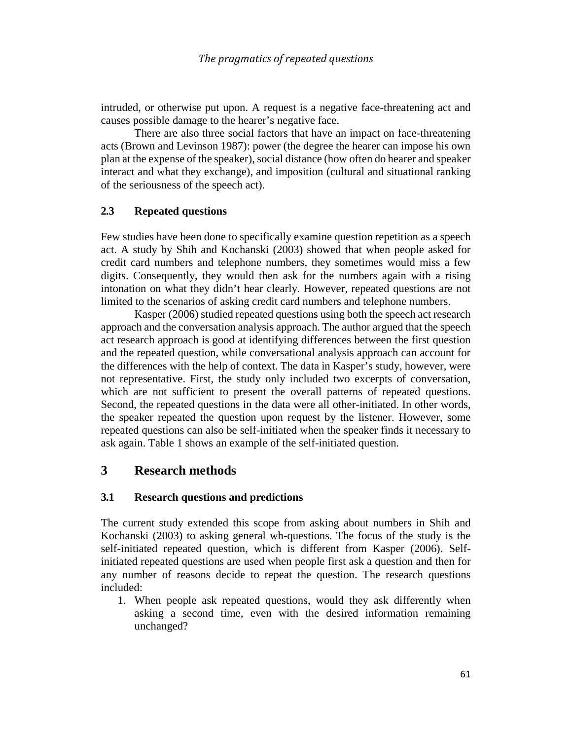intruded, or otherwise put upon. A request is a negative face-threatening act and causes possible damage to the hearer's negative face.

There are also three social factors that have an impact on face-threatening acts (Brown and Levinson 1987): power (the degree the hearer can impose his own plan at the expense of the speaker), social distance (how often do hearer and speaker interact and what they exchange), and imposition (cultural and situational ranking of the seriousness of the speech act).

### 2.3 Repeated questions

Few studies have been done to specifically examine question repetition as a speech act. A study by Shih and Kochanski (2003) showed that when people asked for credit card numbers and telephone numbers, they sometimes would miss a few digits. Consequently, they would then ask for the numbers again with a rising intonation on what they didn't hear clearly. However, repeated questions are not limited to the scenarios of asking credit card numbers and telephone numbers.

Kasper (2006) studied repeated questions using both the speech act research approach and the conversation analysis approach. The author argued that the speech act research approach is good at identifying differences between the first question and the repeated question, while conversational analysis approach can account for the differences with the help of context. The data in Kasper's study, however, were not representative. First, the study only included two excerpts of conversation, which are not sufficient to present the overall patterns of repeated questions. Second, the repeated questions in the data were all other-initiated. In other words, the speaker repeated the question upon request by the listener. However, some repeated questions can also be self-initiated when the speaker finds it necessary to ask again. Table 1 shows an example of the self-initiated question.

## 3 Research methods

### 3.1 Research questions and predictions

The current study extended this scope from asking about numbers in Shih and Kochanski (2003) to asking general wh-questions. The focus of the study is the self-initiated repeated question, which is different from Kasper (2006). Self-initiated repeated questions are used when people first ask a question and then for any number of reasons decide to repeat the question. The research questions included:

1. When people ask repeated questions, would they ask differently when asking a second time, even with the desired information remaining unchanged?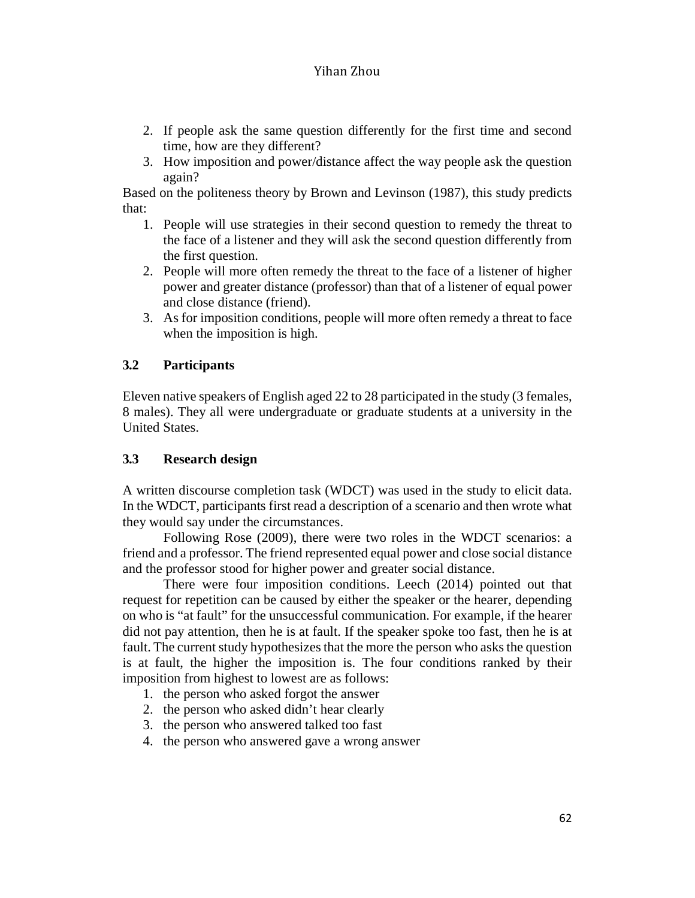2. If people ask the same question differently for the first time and second time, how are they different?
3. How imposition and power/distance affect the way people ask the question again?

Based on the politeness theory by Brown and Levinson (1987), this study predicts that:

1. People will use strategies in their second question to remedy the threat to the face of a listener and they will ask the second question differently from the first question.
2. People will more often remedy the threat to the face of a listener of higher power and greater distance (professor) than that of a listener of equal power and close distance (friend).
3. As for imposition conditions, people will more often remedy a threat to face when the imposition is high.

### 3.2 Participants

Eleven native speakers of English aged 22 to 28 participated in the study (3 females, 8 males). They all were undergraduate or graduate students at a university in the United States.

### 3.3 Research design

A written discourse completion task (WDCT) was used in the study to elicit data. In the WDCT, participants first read a description of a scenario and then wrote what they would say under the circumstances.

Following Rose (2009), there were two roles in the WDCT scenarios: a friend and a professor. The friend represented equal power and close social distance and the professor stood for higher power and greater social distance.

There were four imposition conditions. Leech (2014) pointed out that request for repetition can be caused by either the speaker or the hearer, depending on who is "at fault" for the unsuccessful communication. For example, if the hearer did not pay attention, then he is at fault. If the speaker spoke too fast, then he is at fault. The current study hypothesizes that the more the person who asks the question is at fault, the higher the imposition is. The four conditions ranked by their imposition from highest to lowest are as follows:

1. the person who asked forgot the answer
2. the person who asked didn't hear clearly
3. the person who answered talked too fast
4. the person who answered gave a wrong answer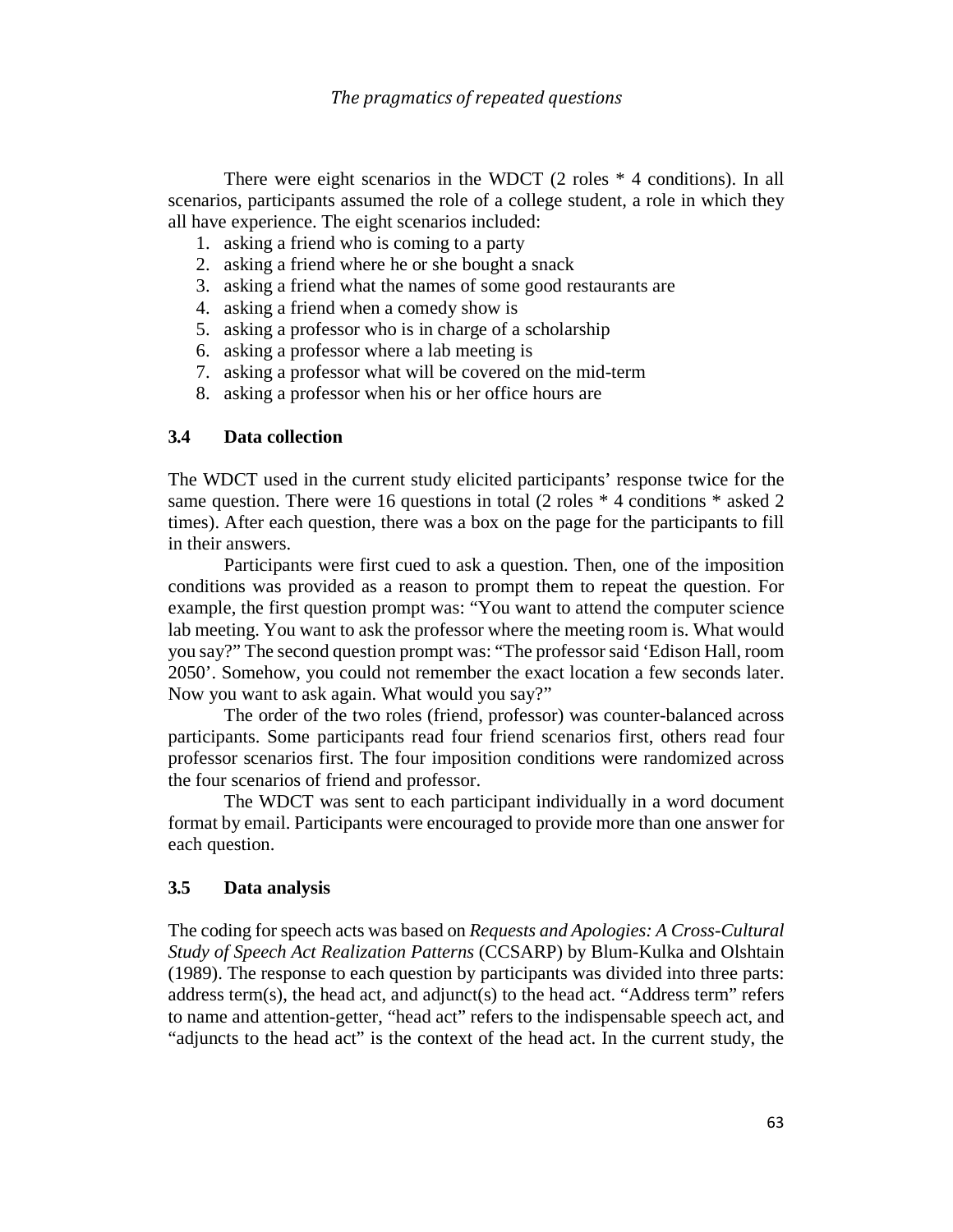There were eight scenarios in the WDCT (2 roles * 4 conditions). In all scenarios, participants assumed the role of a college student, a role in which they all have experience. The eight scenarios included:

1. asking a friend who is coming to a party
2. asking a friend where he or she bought a snack
3. asking a friend what the names of some good restaurants are
4. asking a friend when a comedy show is
5. asking a professor who is in charge of a scholarship
6. asking a professor where a lab meeting is
7. asking a professor what will be covered on the mid-term
8. asking a professor when his or her office hours are

### 3.4 Data collection

The WDCT used in the current study elicited participants' response twice for the same question. There were 16 questions in total (2 roles * 4 conditions * asked 2 times). After each question, there was a box on the page for the participants to fill in their answers.

Participants were first cued to ask a question. Then, one of the imposition conditions was provided as a reason to prompt them to repeat the question. For example, the first question prompt was: "You want to attend the computer science lab meeting. You want to ask the professor where the meeting room is. What would you say?" The second question prompt was: "The professor said 'Edison Hall, room 2050'. Somehow, you could not remember the exact location a few seconds later. Now you want to ask again. What would you say?"

The order of the two roles (friend, professor) was counter-balanced across participants. Some participants read four friend scenarios first, others read four professor scenarios first. The four imposition conditions were randomized across the four scenarios of friend and professor.

The WDCT was sent to each participant individually in a word document format by email. Participants were encouraged to provide more than one answer for each question.

### 3.5 Data analysis

The coding for speech acts was based on *Requests and Apologies: A Cross-Cultural Study of Speech Act Realization Patterns* (CCSARP) by Blum-Kulka and Olshtain (1989). The response to each question by participants was divided into three parts: address term(s), the head act, and adjunct(s) to the head act. "Address term" refers to name and attention-getter, "head act" refers to the indispensable speech act, and "adjuncts to the head act" is the context of the head act. In the current study, the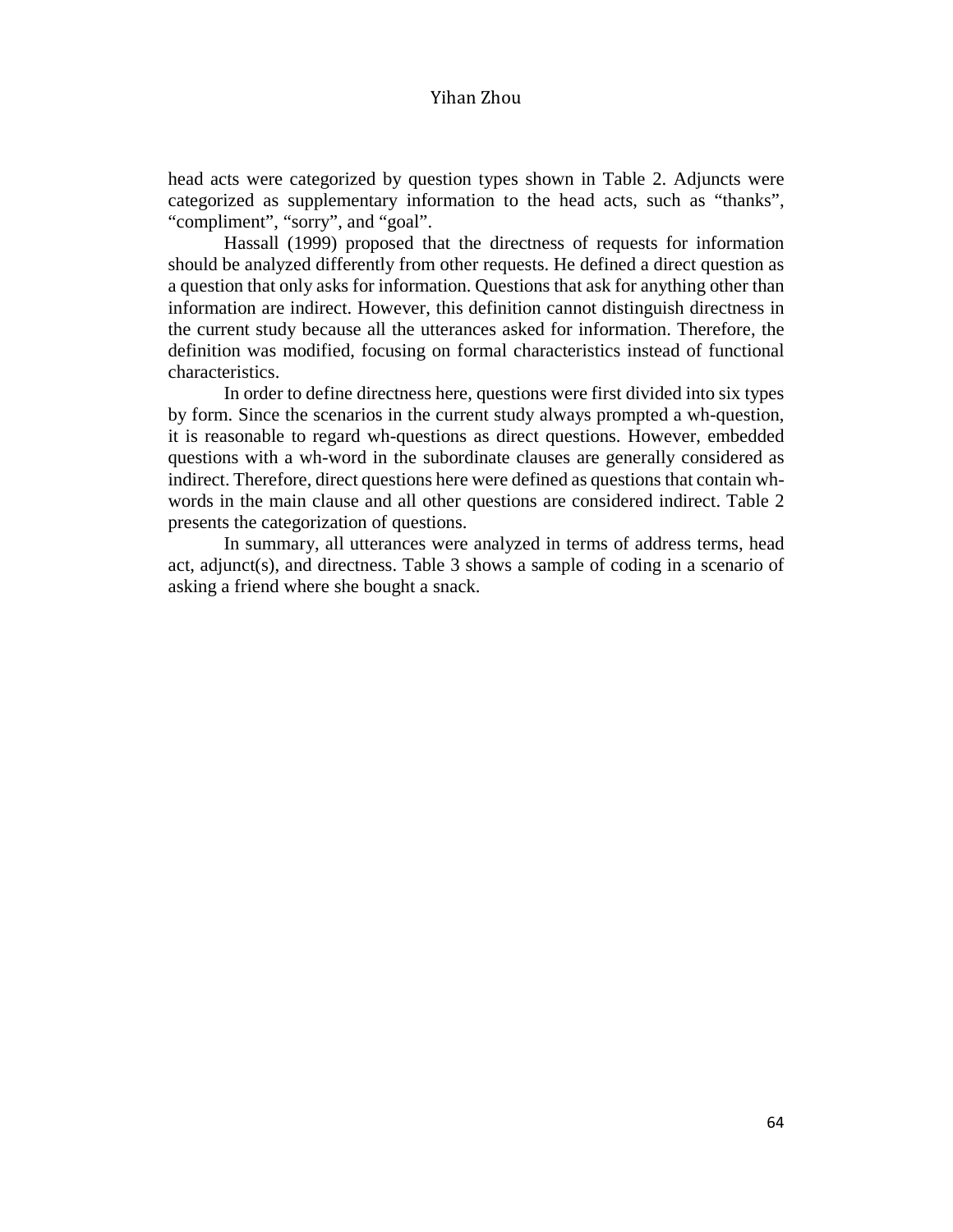head acts were categorized by question types shown in Table 2. Adjuncts were categorized as supplementary information to the head acts, such as "thanks", "compliment", "sorry", and "goal".

Hassall (1999) proposed that the directness of requests for information should be analyzed differently from other requests. He defined a direct question as a question that only asks for information. Questions that ask for anything other than information are indirect. However, this definition cannot distinguish directness in the current study because all the utterances asked for information. Therefore, the definition was modified, focusing on formal characteristics instead of functional characteristics.

In order to define directness here, questions were first divided into six types by form. Since the scenarios in the current study always prompted a wh-question, it is reasonable to regard wh-questions as direct questions. However, embedded questions with a wh-word in the subordinate clauses are generally considered as indirect. Therefore, direct questions here were defined as questions that contain wh-words in the main clause and all other questions are considered indirect. Table 2 presents the categorization of questions.

In summary, all utterances were analyzed in terms of address terms, head act, adjunct(s), and directness. Table 3 shows a sample of coding in a scenario of asking a friend where she bought a snack.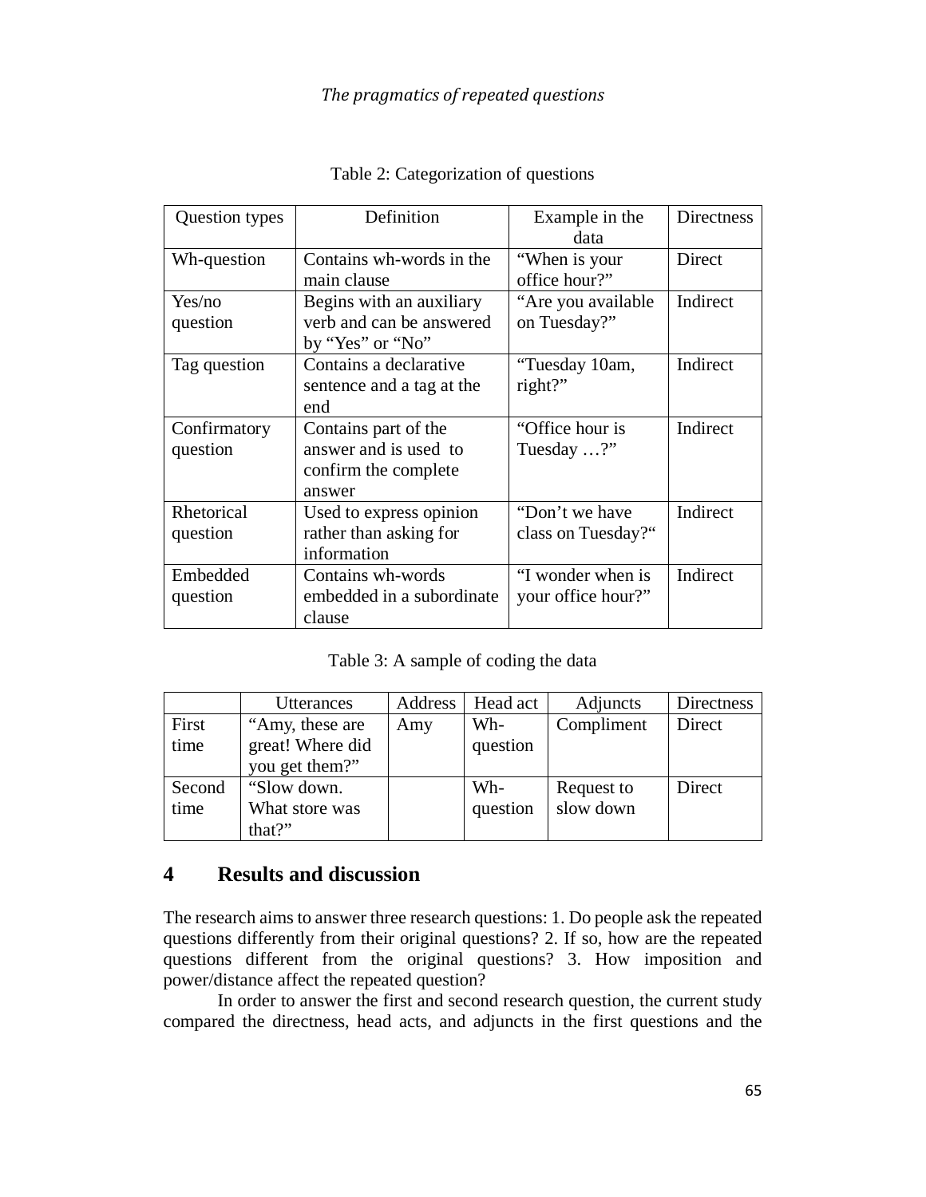Table 2: Categorization of questions

| Question types | Definition | Example in the data | Directness |
|---|---|---|---|
| Wh-question | Contains wh-words in the main clause | "When is your office hour?" | Direct |
| Yes/no question | Begins with an auxiliary verb and can be answered by "Yes" or "No" | "Are you available on Tuesday?" | Indirect |
| Tag question | Contains a declarative sentence and a tag at the end | "Tuesday 10am, right?" | Indirect |
| Confirmatory question | Contains part of the answer and is used to confirm the complete answer | "Office hour is Tuesday …?" | Indirect |
| Rhetorical question | Used to express opinion rather than asking for information | "Don't we have class on Tuesday?" | Indirect |
| Embedded question | Contains wh-words embedded in a subordinate clause | "I wonder when is your office hour?" | Indirect |

Table 3: A sample of coding the data

| | Utterances | Address | Head act | Adjuncts | Directness |
|---|---|---|---|---|---|
| First time | "Amy, these are great! Where did you get them?" | Amy | Wh-question | Compliment | Direct |
| Second time | "Slow down. What store was that?" | | Wh-question | Request to slow down | Direct |

## 4 Results and discussion

The research aims to answer three research questions: 1. Do people ask the repeated questions differently from their original questions? 2. If so, how are the repeated questions different from the original questions? 3. How imposition and power/distance affect the repeated question?

In order to answer the first and second research question, the current study compared the directness, head acts, and adjuncts in the first questions and the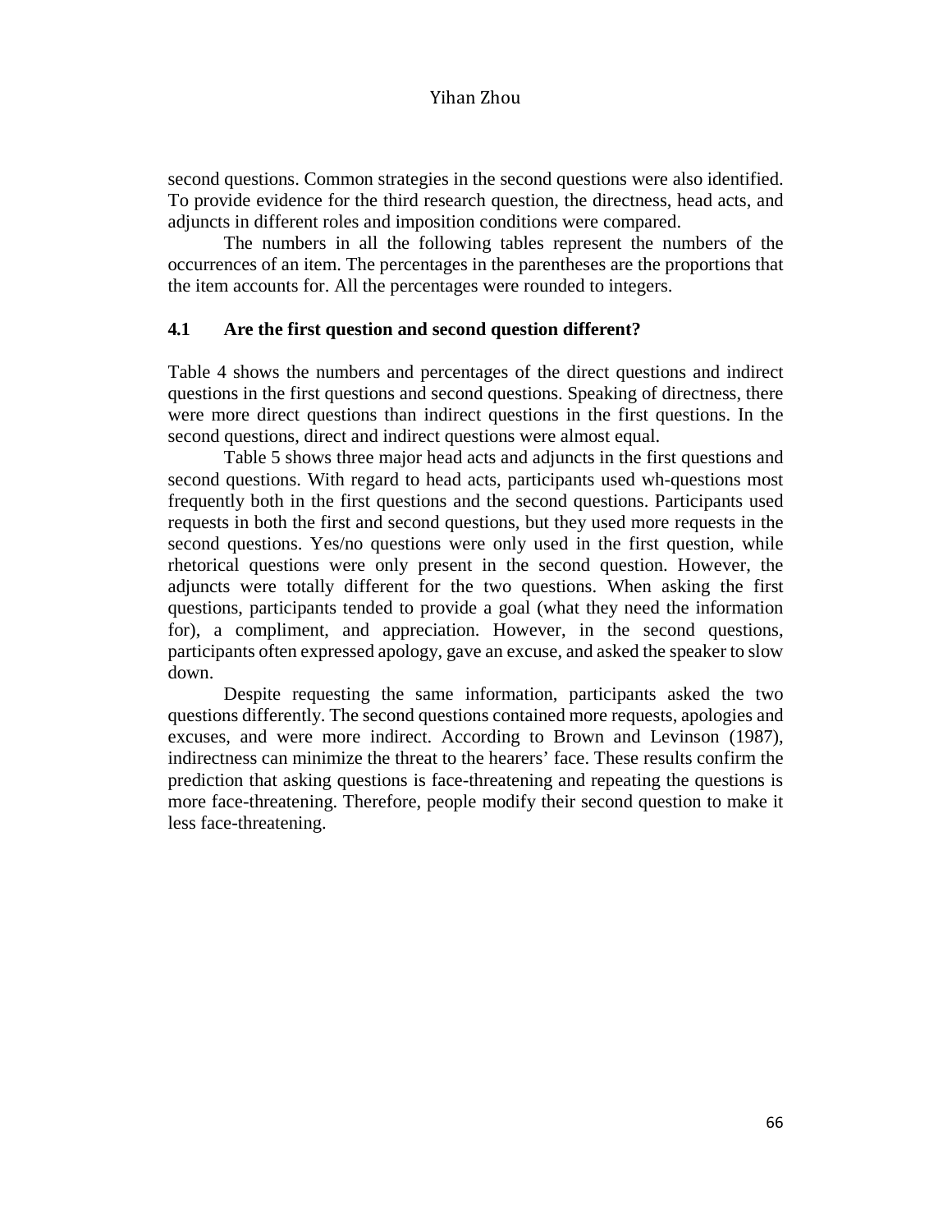second questions. Common strategies in the second questions were also identified. To provide evidence for the third research question, the directness, head acts, and adjuncts in different roles and imposition conditions were compared.

The numbers in all the following tables represent the numbers of the occurrences of an item. The percentages in the parentheses are the proportions that the item accounts for. All the percentages were rounded to integers.

### 4.1 Are the first question and second question different?

Table 4 shows the numbers and percentages of the direct questions and indirect questions in the first questions and second questions. Speaking of directness, there were more direct questions than indirect questions in the first questions. In the second questions, direct and indirect questions were almost equal.

Table 5 shows three major head acts and adjuncts in the first questions and second questions. With regard to head acts, participants used wh-questions most frequently both in the first questions and the second questions. Participants used requests in both the first and second questions, but they used more requests in the second questions. Yes/no questions were only used in the first question, while rhetorical questions were only present in the second question. However, the adjuncts were totally different for the two questions. When asking the first questions, participants tended to provide a goal (what they need the information for), a compliment, and appreciation. However, in the second questions, participants often expressed apology, gave an excuse, and asked the speaker to slow down.

Despite requesting the same information, participants asked the two questions differently. The second questions contained more requests, apologies and excuses, and were more indirect. According to Brown and Levinson (1987), indirectness can minimize the threat to the hearers' face. These results confirm the prediction that asking questions is face-threatening and repeating the questions is more face-threatening. Therefore, people modify their second question to make it less face-threatening.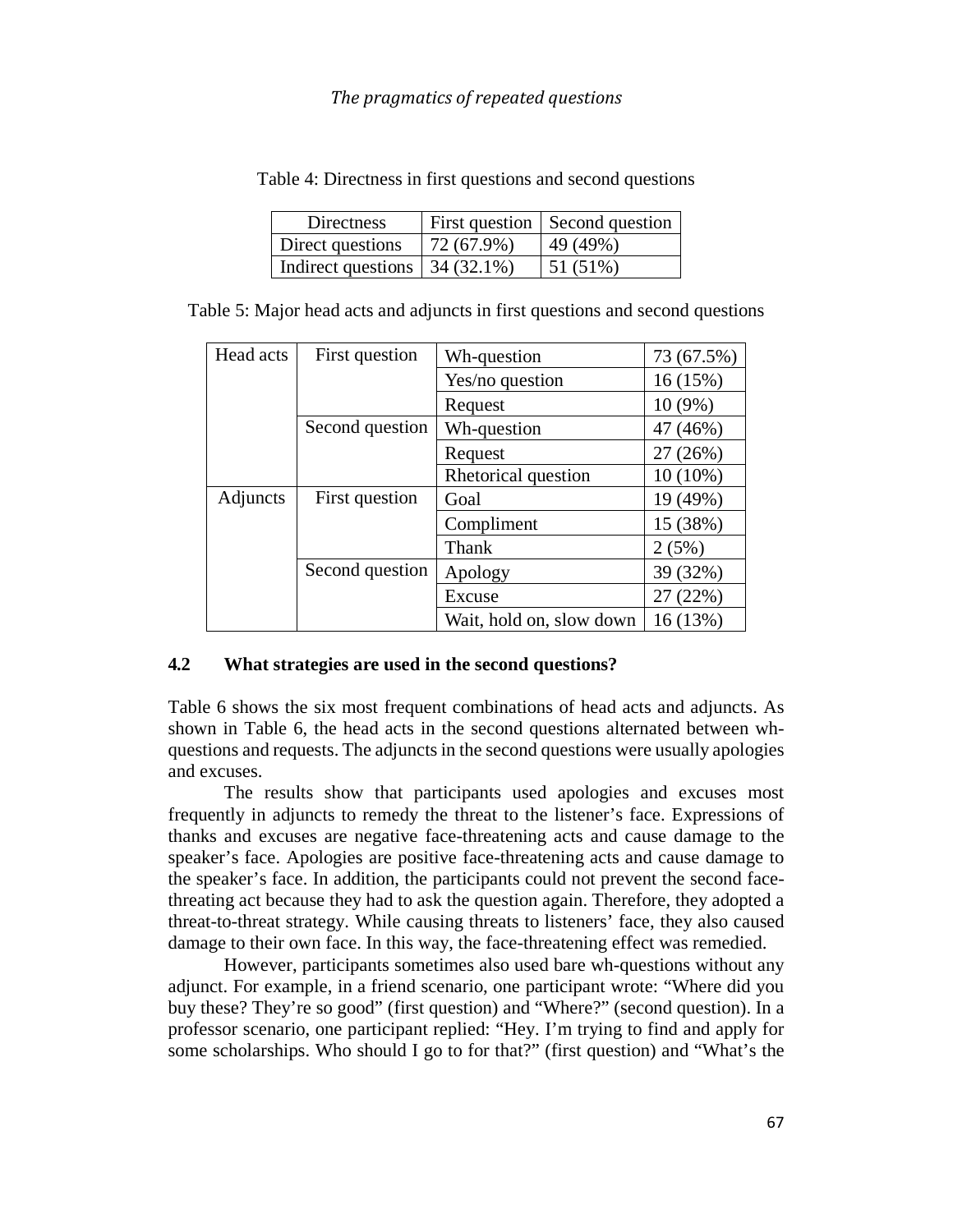Table 4: Directness in first questions and second questions

| Directness | First question | Second question |
|---|---|---|
| Direct questions | 72 (67.9%) | 49 (49%) |
| Indirect questions | 34 (32.1%) | 51 (51%) |

Table 5: Major head acts and adjuncts in first questions and second questions

| | | | |
|---|---|---|---|
| Head acts | First question | Wh-question | 73 (67.5%) |
| | | Yes/no question | 16 (15%) |
| | | Request | 10 (9%) |
| | Second question | Wh-question | 47 (46%) |
| | | Request | 27 (26%) |
| | | Rhetorical question | 10 (10%) |
| Adjuncts | First question | Goal | 19 (49%) |
| | | Compliment | 15 (38%) |
| | | Thank | 2 (5%) |
| | Second question | Apology | 39 (32%) |
| | | Excuse | 27 (22%) |
| | | Wait, hold on, slow down | 16 (13%) |

## 4.2 What strategies are used in the second questions?

Table 6 shows the six most frequent combinations of head acts and adjuncts. As shown in Table 6, the head acts in the second questions alternated between wh-questions and requests. The adjuncts in the second questions were usually apologies and excuses.

The results show that participants used apologies and excuses most frequently in adjuncts to remedy the threat to the listener's face. Expressions of thanks and excuses are negative face-threatening acts and cause damage to the speaker's face. Apologies are positive face-threatening acts and cause damage to the speaker's face. In addition, the participants could not prevent the second face-threating act because they had to ask the question again. Therefore, they adopted a threat-to-threat strategy. While causing threats to listeners' face, they also caused damage to their own face. In this way, the face-threatening effect was remedied.

However, participants sometimes also used bare wh-questions without any adjunct. For example, in a friend scenario, one participant wrote: "Where did you buy these? They're so good" (first question) and "Where?" (second question). In a professor scenario, one participant replied: "Hey. I'm trying to find and apply for some scholarships. Who should I go to for that?" (first question) and "What's the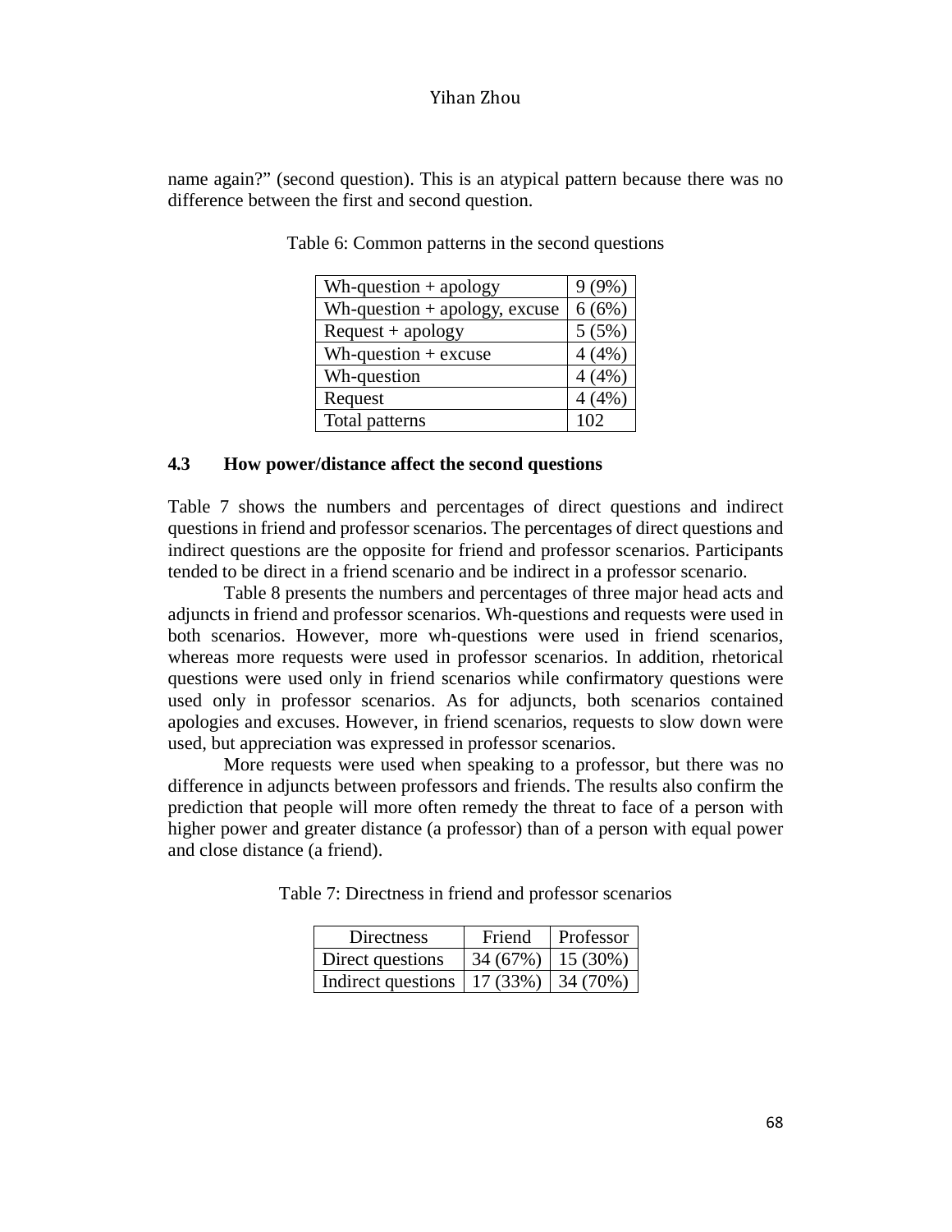name again?" (second question). This is an atypical pattern because there was no difference between the first and second question.

Table 6: Common patterns in the second questions

| | |
|---|---|
| Wh-question + apology | 9 (9%) |
| Wh-question + apology, excuse | 6 (6%) |
| Request + apology | 5 (5%) |
| Wh-question + excuse | 4 (4%) |
| Wh-question | 4 (4%) |
| Request | 4 (4%) |
| Total patterns | 102 |

### 4.3 How power/distance affect the second questions

Table 7 shows the numbers and percentages of direct questions and indirect questions in friend and professor scenarios. The percentages of direct questions and indirect questions are the opposite for friend and professor scenarios. Participants tended to be direct in a friend scenario and be indirect in a professor scenario.

Table 8 presents the numbers and percentages of three major head acts and adjuncts in friend and professor scenarios. Wh-questions and requests were used in both scenarios. However, more wh-questions were used in friend scenarios, whereas more requests were used in professor scenarios. In addition, rhetorical questions were used only in friend scenarios while confirmatory questions were used only in professor scenarios. As for adjuncts, both scenarios contained apologies and excuses. However, in friend scenarios, requests to slow down were used, but appreciation was expressed in professor scenarios.

More requests were used when speaking to a professor, but there was no difference in adjuncts between professors and friends. The results also confirm the prediction that people will more often remedy the threat to face of a person with higher power and greater distance (a professor) than of a person with equal power and close distance (a friend).

Table 7: Directness in friend and professor scenarios

| Directness | Friend | Professor |
|---|---|---|
| Direct questions | 34 (67%) | 15 (30%) |
| Indirect questions | 17 (33%) | 34 (70%) |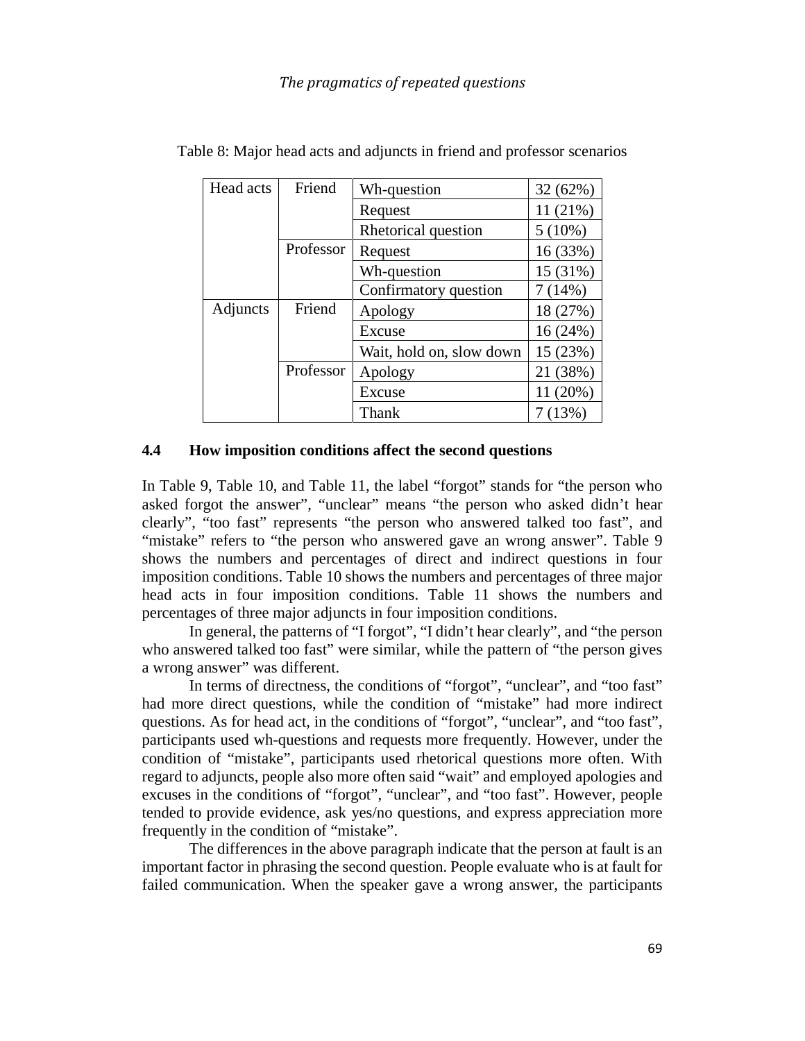Table 8: Major head acts and adjuncts in friend and professor scenarios

| Head acts | Friend | Wh-question | 32 (62%) |
|---|---|---|---|
| | | Request | 11 (21%) |
| | | Rhetorical question | 5 (10%) |
| | Professor | Request | 16 (33%) |
| | | Wh-question | 15 (31%) |
| | | Confirmatory question | 7 (14%) |
| Adjuncts | Friend | Apology | 18 (27%) |
| | | Excuse | 16 (24%) |
| | | Wait, hold on, slow down | 15 (23%) |
| | Professor | Apology | 21 (38%) |
| | | Excuse | 11 (20%) |
| | | Thank | 7 (13%) |

### 4.4 How imposition conditions affect the second questions

In Table 9, Table 10, and Table 11, the label "forgot" stands for "the person who asked forgot the answer", "unclear" means "the person who asked didn't hear clearly", "too fast" represents "the person who answered talked too fast", and "mistake" refers to "the person who answered gave an wrong answer". Table 9 shows the numbers and percentages of direct and indirect questions in four imposition conditions. Table 10 shows the numbers and percentages of three major head acts in four imposition conditions. Table 11 shows the numbers and percentages of three major adjuncts in four imposition conditions.

In general, the patterns of "I forgot", "I didn't hear clearly", and "the person who answered talked too fast" were similar, while the pattern of "the person gives a wrong answer" was different.

In terms of directness, the conditions of "forgot", "unclear", and "too fast" had more direct questions, while the condition of "mistake" had more indirect questions. As for head act, in the conditions of "forgot", "unclear", and "too fast", participants used wh-questions and requests more frequently. However, under the condition of "mistake", participants used rhetorical questions more often. With regard to adjuncts, people also more often said "wait" and employed apologies and excuses in the conditions of "forgot", "unclear", and "too fast". However, people tended to provide evidence, ask yes/no questions, and express appreciation more frequently in the condition of "mistake".

The differences in the above paragraph indicate that the person at fault is an important factor in phrasing the second question. People evaluate who is at fault for failed communication. When the speaker gave a wrong answer, the participants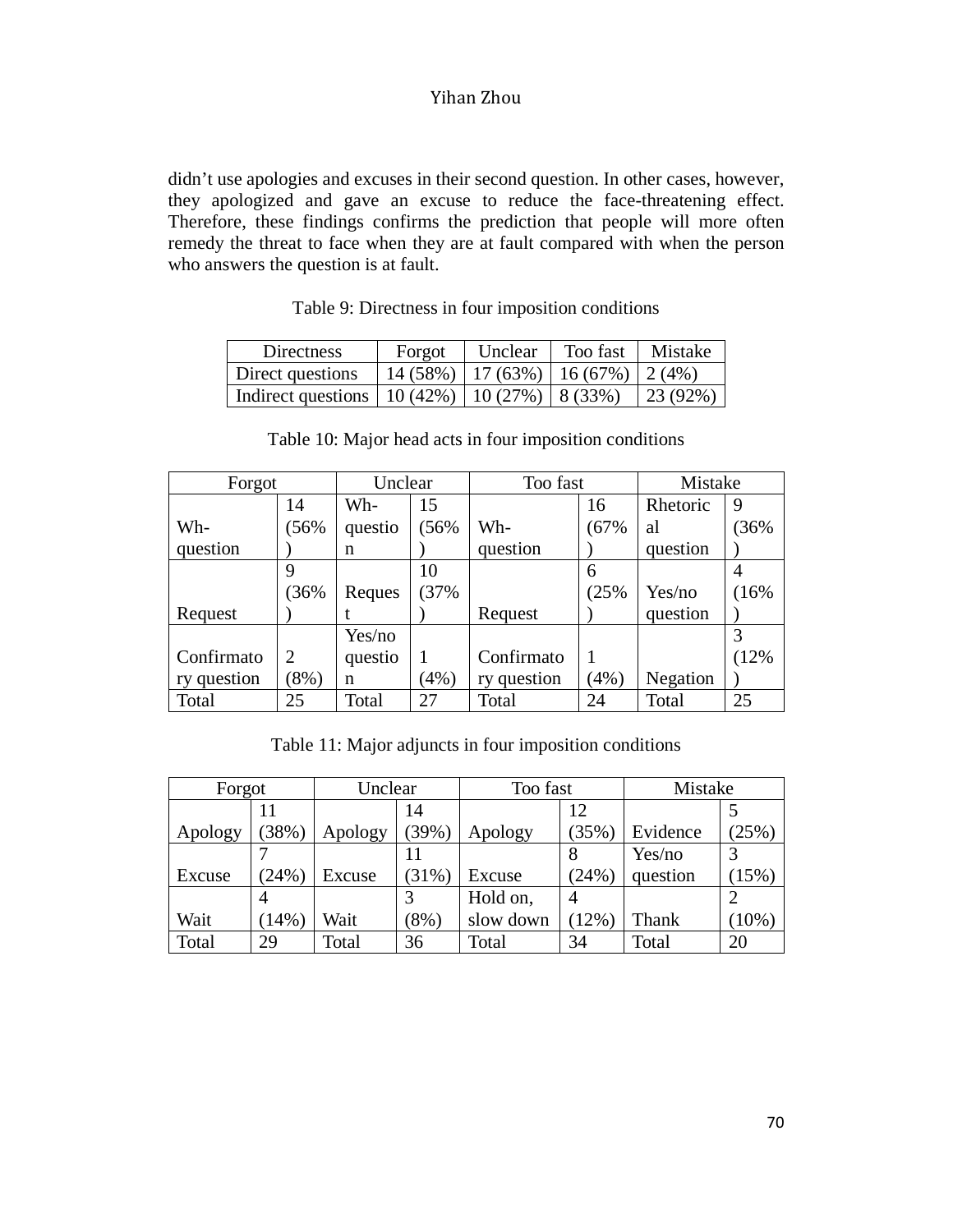didn't use apologies and excuses in their second question. In other cases, however, they apologized and gave an excuse to reduce the face-threatening effect. Therefore, these findings confirms the prediction that people will more often remedy the threat to face when they are at fault compared with when the person who answers the question is at fault.

Table 9: Directness in four imposition conditions

| Directness | Forgot | Unclear | Too fast | Mistake |
|---|---|---|---|---|
| Direct questions | 14 (58%) | 17 (63%) | 16 (67%) | 2 (4%) |
| Indirect questions | 10 (42%) | 10 (27%) | 8 (33%) | 23 (92%) |

Table 10: Major head acts in four imposition conditions

| Forgot | | Unclear | | Too fast | | Mistake | |
|---|---|---|---|---|---|---|---|
| Wh-question | 14 (56%) | Wh-question | 15 (56%) | Wh-question | 16 (67%) | Rhetorical question | 9 (36%) |
| Request | 9 (36%) | Request | 10 (37%) | Request | 6 (25%) | Yes/no question | 4 (16%) |
| Confirmatory question | 2 (8%) | Yes/no question | 1 (4%) | Confirmatory question | 1 (4%) | Negation | 3 (12%) |
| Total | 25 | Total | 27 | Total | 24 | Total | 25 |

Table 11: Major adjuncts in four imposition conditions

| Forgot | | Unclear | | Too fast | | Mistake | |
|---|---|---|---|---|---|---|---|
| Apology | 11 (38%) | Apology | 14 (39%) | Apology | 12 (35%) | Evidence | 5 (25%) |
| Excuse | 7 (24%) | Excuse | 11 (31%) | Excuse | 8 (24%) | Yes/no question | 3 (15%) |
| Wait | 4 (14%) | Wait | 3 (8%) | Hold on, slow down | 4 (12%) | Thank | 2 (10%) |
| Total | 29 | Total | 36 | Total | 34 | Total | 20 |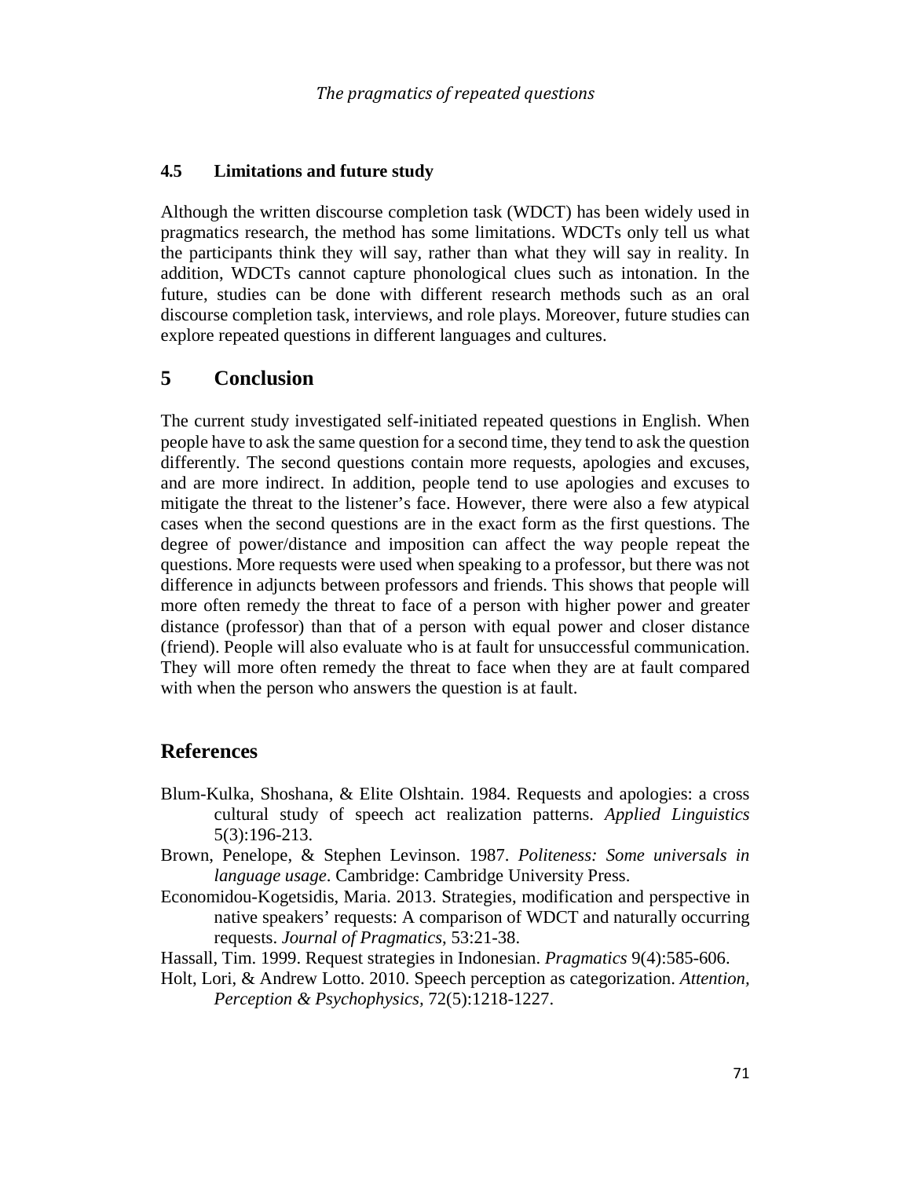### 4.5 Limitations and future study

Although the written discourse completion task (WDCT) has been widely used in pragmatics research, the method has some limitations. WDCTs only tell us what the participants think they will say, rather than what they will say in reality. In addition, WDCTs cannot capture phonological clues such as intonation. In the future, studies can be done with different research methods such as an oral discourse completion task, interviews, and role plays. Moreover, future studies can explore repeated questions in different languages and cultures.

## 5 Conclusion

The current study investigated self-initiated repeated questions in English. When people have to ask the same question for a second time, they tend to ask the question differently. The second questions contain more requests, apologies and excuses, and are more indirect. In addition, people tend to use apologies and excuses to mitigate the threat to the listener's face. However, there were also a few atypical cases when the second questions are in the exact form as the first questions. The degree of power/distance and imposition can affect the way people repeat the questions. More requests were used when speaking to a professor, but there was not difference in adjuncts between professors and friends. This shows that people will more often remedy the threat to face of a person with higher power and greater distance (professor) than that of a person with equal power and closer distance (friend). People will also evaluate who is at fault for unsuccessful communication. They will more often remedy the threat to face when they are at fault compared with when the person who answers the question is at fault.

## References

Blum-Kulka, Shoshana, & Elite Olshtain. 1984. Requests and apologies: a cross cultural study of speech act realization patterns. *Applied Linguistics* 5(3):196-213.

Brown, Penelope, & Stephen Levinson. 1987. *Politeness: Some universals in language usage*. Cambridge: Cambridge University Press.

Economidou-Kogetsidis, Maria. 2013. Strategies, modification and perspective in native speakers' requests: A comparison of WDCT and naturally occurring requests. *Journal of Pragmatics*, 53:21-38.

Hassall, Tim. 1999. Request strategies in Indonesian. *Pragmatics* 9(4):585-606.

Holt, Lori, & Andrew Lotto. 2010. Speech perception as categorization. *Attention, Perception & Psychophysics*, 72(5):1218-1227.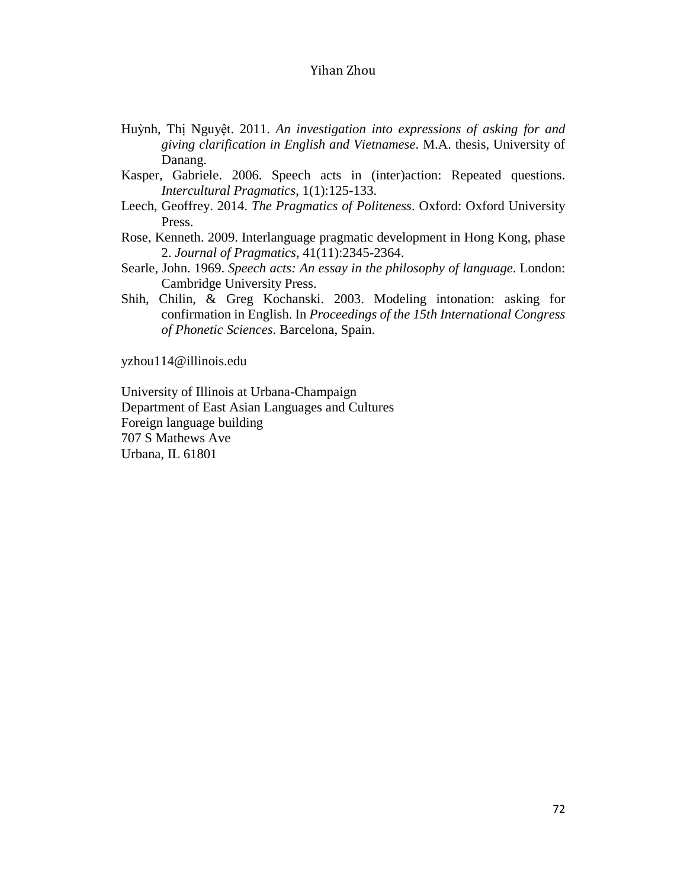Huỳnh, Thị Nguyệt. 2011. *An investigation into expressions of asking for and giving clarification in English and Vietnamese*. M.A. thesis, University of Danang.

Kasper, Gabriele. 2006. Speech acts in (inter)action: Repeated questions. *Intercultural Pragmatics*, 1(1):125-133.

Leech, Geoffrey. 2014. *The Pragmatics of Politeness*. Oxford: Oxford University Press.

Rose, Kenneth. 2009. Interlanguage pragmatic development in Hong Kong, phase 2. *Journal of Pragmatics*, 41(11):2345-2364.

Searle, John. 1969. *Speech acts: An essay in the philosophy of language*. London: Cambridge University Press.

Shih, Chilin, & Greg Kochanski. 2003. Modeling intonation: asking for confirmation in English. In *Proceedings of the 15th International Congress of Phonetic Sciences*. Barcelona, Spain.

yzhou114@illinois.edu

University of Illinois at Urbana-Champaign
Department of East Asian Languages and Cultures
Foreign language building
707 S Mathews Ave
Urbana, IL 61801